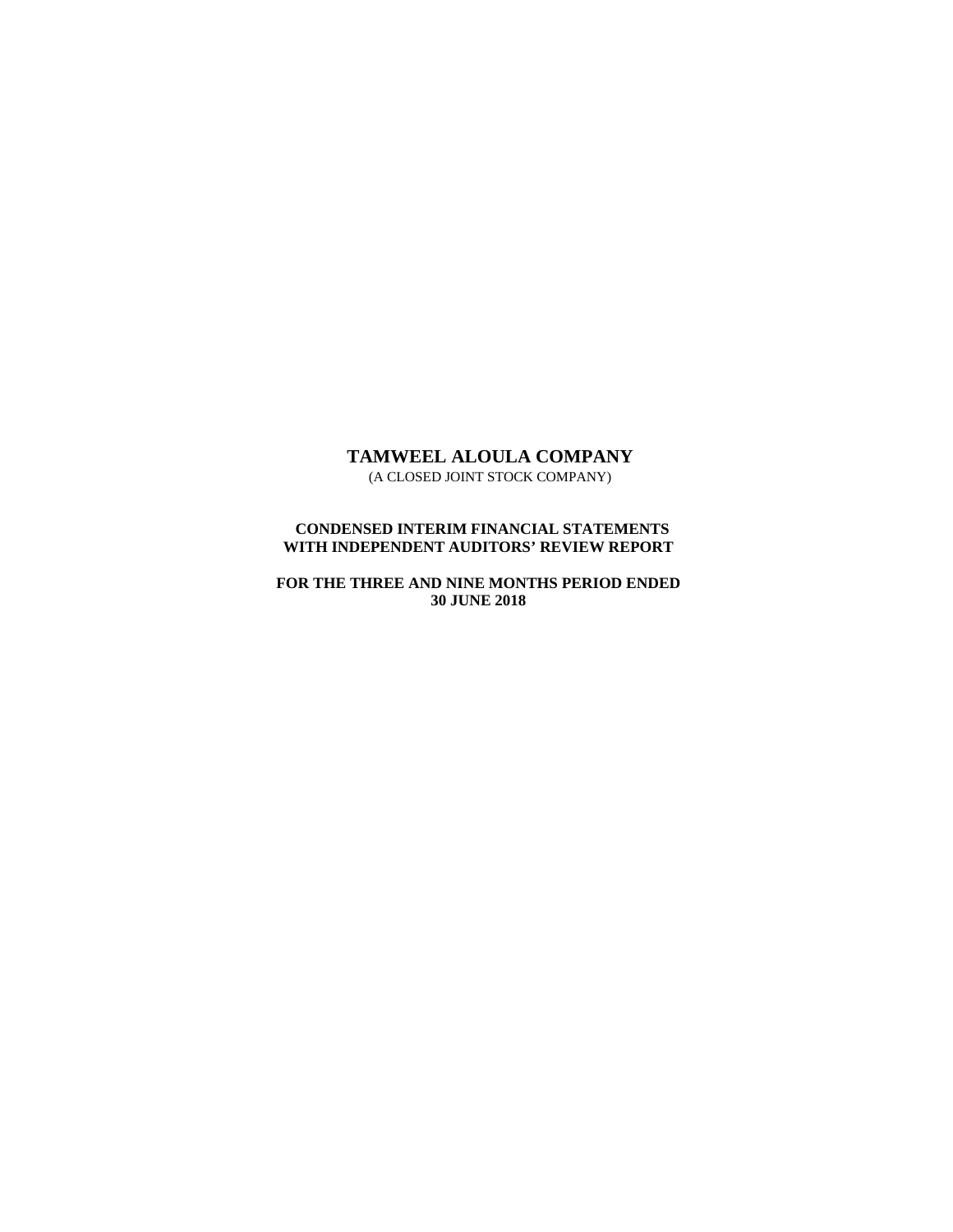# TAMWEEL ALOULA COMPANY

(A CLOSED JOINT STOCK COMPANY)

**CONDENSED INTERIM FINANCIAL STATEMENTS WITH INDEPENDENT AUDITORS' REVIEW REPORT**

**FOR THE THREE AND NINE MONTHS PERIOD ENDED 30 JUNE 2018**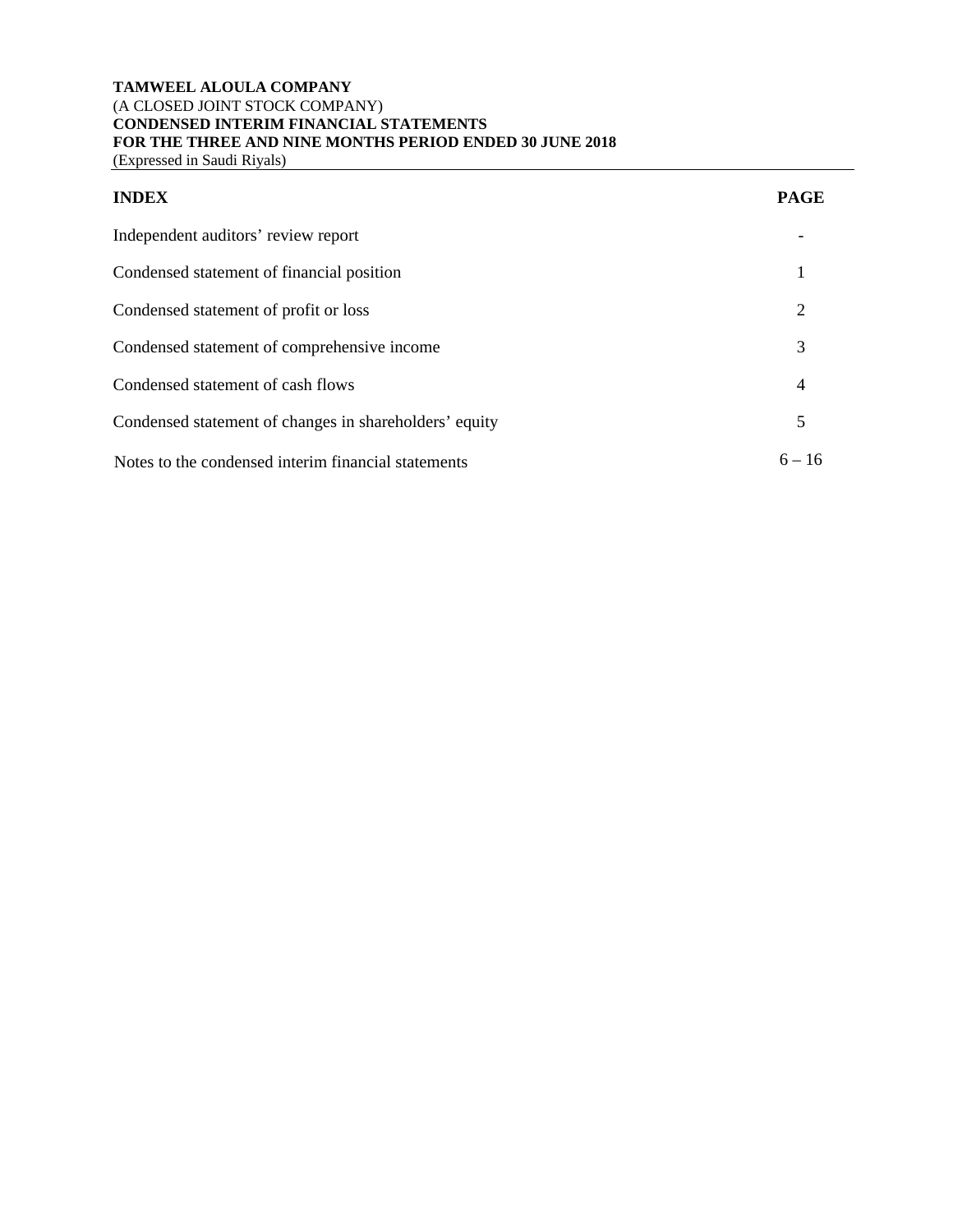**TAMWEEL ALOULA COMPANY**
(A CLOSED JOINT STOCK COMPANY)
**CONDENSED INTERIM FINANCIAL STATEMENTS**
**FOR THE THREE AND NINE MONTHS PERIOD ENDED 30 JUNE 2018**
(Expressed in Saudi Riyals)

| **INDEX** | **PAGE** |
|---|---|
| Independent auditors' review report | - |
| Condensed statement of financial position | 1 |
| Condensed statement of profit or loss | 2 |
| Condensed statement of comprehensive income | 3 |
| Condensed statement of cash flows | 4 |
| Condensed statement of changes in shareholders' equity | 5 |
| Notes to the condensed interim financial statements | 6 – 16 |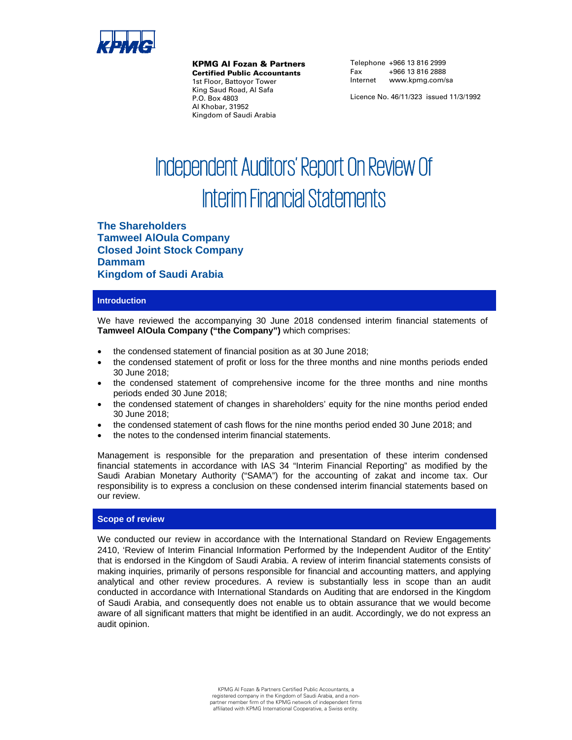**KPMG Al Fozan & Partners**
**Certified Public Accountants**
1st Floor, Battoyor Tower
King Saud Road, Al Safa
P.O. Box 4803
Al Khobar, 31952
Kingdom of Saudi Arabia

Telephone +966 13 816 2999
Fax +966 13 816 2888
Internet www.kpmg.com/sa

Licence No. 46/11/323 issued 11/3/1992

# Independent Auditors' Report On Review Of Interim Financial Statements

**The Shareholders**
**Tamweel AlOula Company**
**Closed Joint Stock Company**
**Dammam**
**Kingdom of Saudi Arabia**

## Introduction

We have reviewed the accompanying 30 June 2018 condensed interim financial statements of **Tamweel AlOula Company ("the Company")** which comprises:

- the condensed statement of financial position as at 30 June 2018;
- the condensed statement of profit or loss for the three months and nine months periods ended 30 June 2018;
- the condensed statement of comprehensive income for the three months and nine months periods ended 30 June 2018;
- the condensed statement of changes in shareholders' equity for the nine months period ended 30 June 2018;
- the condensed statement of cash flows for the nine months period ended 30 June 2018; and
- the notes to the condensed interim financial statements.

Management is responsible for the preparation and presentation of these interim condensed financial statements in accordance with IAS 34 "Interim Financial Reporting" as modified by the Saudi Arabian Monetary Authority ("SAMA") for the accounting of zakat and income tax. Our responsibility is to express a conclusion on these condensed interim financial statements based on our review.

## Scope of review

We conducted our review in accordance with the International Standard on Review Engagements 2410, 'Review of Interim Financial Information Performed by the Independent Auditor of the Entity' that is endorsed in the Kingdom of Saudi Arabia. A review of interim financial statements consists of making inquiries, primarily of persons responsible for financial and accounting matters, and applying analytical and other review procedures. A review is substantially less in scope than an audit conducted in accordance with International Standards on Auditing that are endorsed in the Kingdom of Saudi Arabia, and consequently does not enable us to obtain assurance that we would become aware of all significant matters that might be identified in an audit. Accordingly, we do not express an audit opinion.

KPMG Al Fozan & Partners Certified Public Accountants, a registered company in the Kingdom of Saudi Arabia, and a non-partner member firm of the KPMG network of independent firms affiliated with KPMG International Cooperative, a Swiss entity.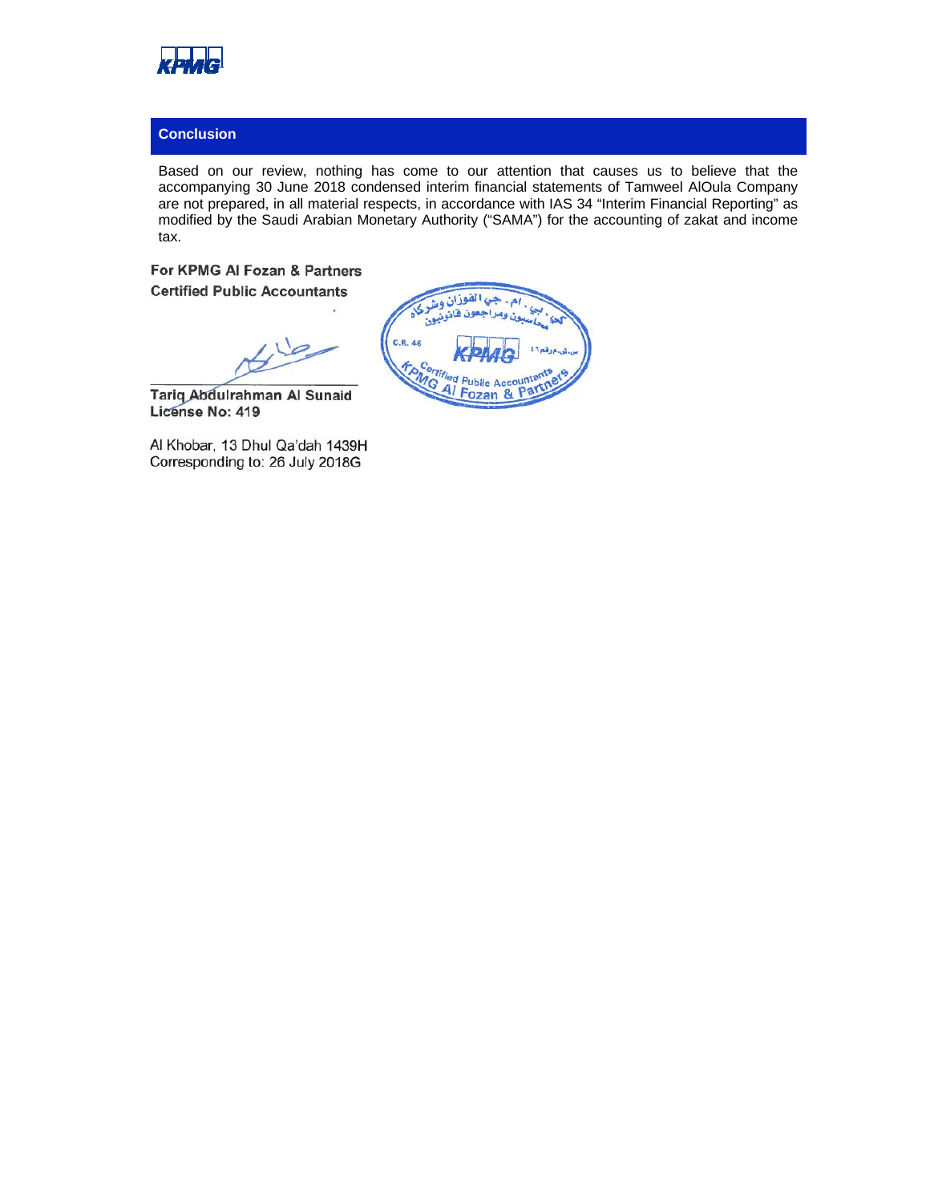## Conclusion

Based on our review, nothing has come to our attention that causes us to believe that the accompanying 30 June 2018 condensed interim financial statements of Tamweel AlOula Company are not prepared, in all material respects, in accordance with IAS 34 "Interim Financial Reporting" as modified by the Saudi Arabian Monetary Authority ("SAMA") for the accounting of zakat and income tax.

**For KPMG Al Fozan & Partners**
**Certified Public Accountants**

**Tariq Abdulrahman Al Sunaid**
**License No: 419**

Al Khobar, 13 Dhul Qa'dah 1439H
Corresponding to: 26 July 2018G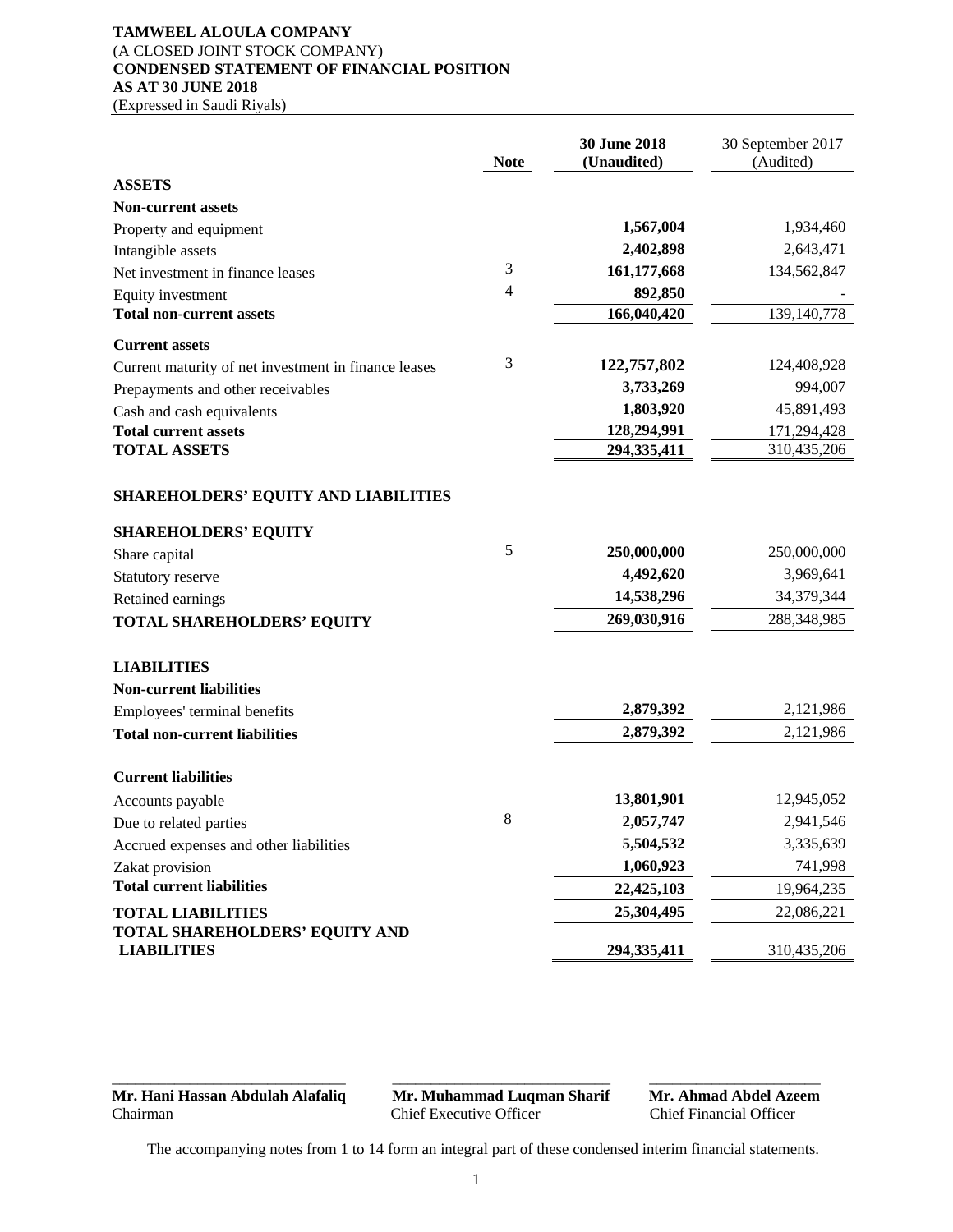**TAMWEEL ALOULA COMPANY**
(A CLOSED JOINT STOCK COMPANY)
**CONDENSED STATEMENT OF FINANCIAL POSITION**
**AS AT 30 JUNE 2018**
(Expressed in Saudi Riyals)

| | Note | 30 June 2018 (Unaudited) | 30 September 2017 (Audited) |
|---|---|---|---|
| **ASSETS** | | | |
| **Non-current assets** | | | |
| Property and equipment | | **1,567,004** | 1,934,460 |
| Intangible assets | | **2,402,898** | 2,643,471 |
| Net investment in finance leases | 3 | **161,177,668** | 134,562,847 |
| Equity investment | 4 | **892,850** | - |
| **Total non-current assets** | | **166,040,420** | 139,140,778 |
| **Current assets** | | | |
| Current maturity of net investment in finance leases | 3 | **122,757,802** | 124,408,928 |
| Prepayments and other receivables | | **3,733,269** | 994,007 |
| Cash and cash equivalents | | **1,803,920** | 45,891,493 |
| **Total current assets** | | **128,294,991** | 171,294,428 |
| **TOTAL ASSETS** | | **294,335,411** | 310,435,206 |
| **SHAREHOLDERS' EQUITY AND LIABILITIES** | | | |
| **SHAREHOLDERS' EQUITY** | | | |
| Share capital | 5 | **250,000,000** | 250,000,000 |
| Statutory reserve | | **4,492,620** | 3,969,641 |
| Retained earnings | | **14,538,296** | 34,379,344 |
| **TOTAL SHAREHOLDERS' EQUITY** | | **269,030,916** | 288,348,985 |
| **LIABILITIES** | | | |
| **Non-current liabilities** | | | |
| Employees' terminal benefits | | **2,879,392** | 2,121,986 |
| **Total non-current liabilities** | | **2,879,392** | 2,121,986 |
| **Current liabilities** | | | |
| Accounts payable | | **13,801,901** | 12,945,052 |
| Due to related parties | 8 | **2,057,747** | 2,941,546 |
| Accrued expenses and other liabilities | | **5,504,532** | 3,335,639 |
| Zakat provision | | **1,060,923** | 741,998 |
| **Total current liabilities** | | **22,425,103** | 19,964,235 |
| **TOTAL LIABILITIES** | | **25,304,495** | 22,086,221 |
| **TOTAL SHAREHOLDERS' EQUITY AND LIABILITIES** | | **294,335,411** | 310,435,206 |

| | | |
|---|---|---|
| **Mr. Hani Hassan Abdulah Alafaliq** | **Mr. Muhammad Luqman Sharif** | **Mr. Ahmad Abdel Azeem** |
| Chairman | Chief Executive Officer | Chief Financial Officer |

The accompanying notes from 1 to 14 form an integral part of these condensed interim financial statements.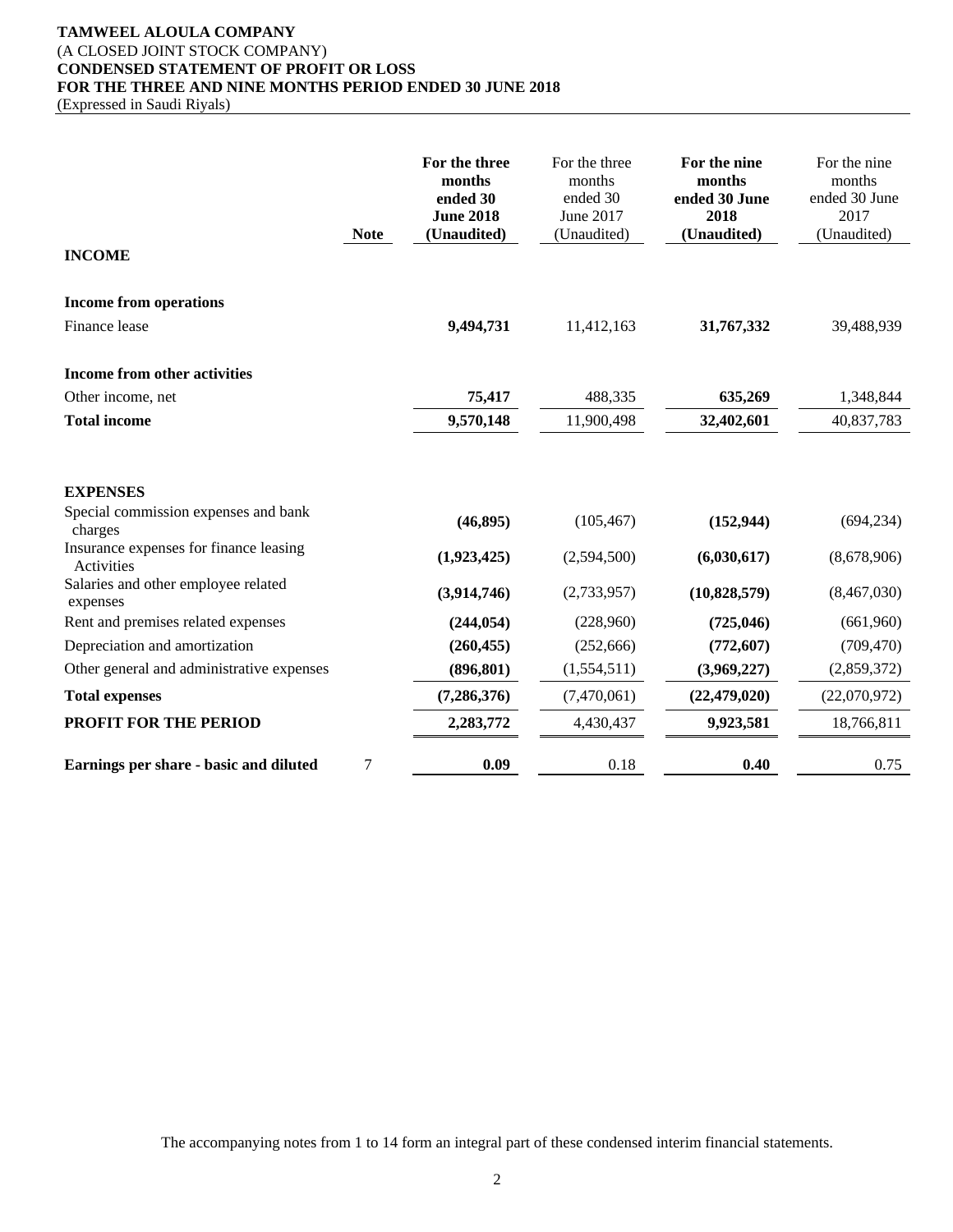**TAMWEEL ALOULA COMPANY**
(A CLOSED JOINT STOCK COMPANY)
**CONDENSED STATEMENT OF PROFIT OR LOSS**
**FOR THE THREE AND NINE MONTHS PERIOD ENDED 30 JUNE 2018**
(Expressed in Saudi Riyals)

| | Note | **For the three months ended 30 June 2018 (Unaudited)** | For the three months ended 30 June 2017 (Unaudited) | **For the nine months ended 30 June 2018 (Unaudited)** | For the nine months ended 30 June 2017 (Unaudited) |
|---|---|---|---|---|---|
| **INCOME** | | | | | |
| **Income from operations** | | | | | |
| Finance lease | | **9,494,731** | 11,412,163 | **31,767,332** | 39,488,939 |
| **Income from other activities** | | | | | |
| Other income, net | | **75,417** | 488,335 | **635,269** | 1,348,844 |
| **Total income** | | **9,570,148** | 11,900,498 | **32,402,601** | 40,837,783 |
| **EXPENSES** | | | | | |
| Special commission expenses and bank charges | | **(46,895)** | (105,467) | **(152,944)** | (694,234) |
| Insurance expenses for finance leasing Activities | | **(1,923,425)** | (2,594,500) | **(6,030,617)** | (8,678,906) |
| Salaries and other employee related expenses | | **(3,914,746)** | (2,733,957) | **(10,828,579)** | (8,467,030) |
| Rent and premises related expenses | | **(244,054)** | (228,960) | **(725,046)** | (661,960) |
| Depreciation and amortization | | **(260,455)** | (252,666) | **(772,607)** | (709,470) |
| Other general and administrative expenses | | **(896,801)** | (1,554,511) | **(3,969,227)** | (2,859,372) |
| **Total expenses** | | **(7,286,376)** | (7,470,061) | **(22,479,020)** | (22,070,972) |
| **PROFIT FOR THE PERIOD** | | **2,283,772** | 4,430,437 | **9,923,581** | 18,766,811 |
| **Earnings per share - basic and diluted** | 7 | **0.09** | 0.18 | **0.40** | 0.75 |

The accompanying notes from 1 to 14 form an integral part of these condensed interim financial statements.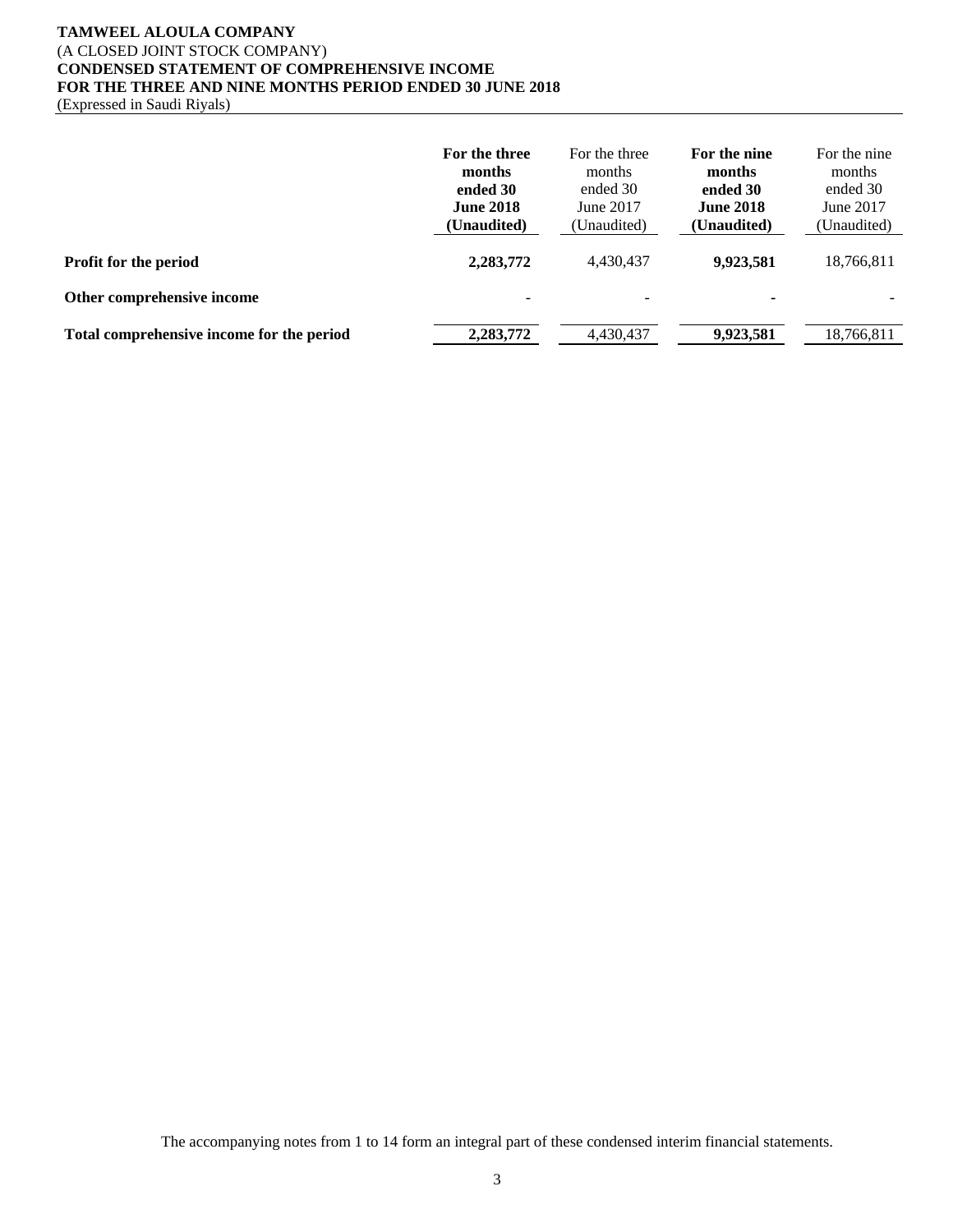**TAMWEEL ALOULA COMPANY**
(A CLOSED JOINT STOCK COMPANY)
**CONDENSED STATEMENT OF COMPREHENSIVE INCOME**
**FOR THE THREE AND NINE MONTHS PERIOD ENDED 30 JUNE 2018**
(Expressed in Saudi Riyals)

| | **For the three months ended 30 June 2018 (Unaudited)** | For the three months ended 30 June 2017 (Unaudited) | **For the nine months ended 30 June 2018 (Unaudited)** | For the nine months ended 30 June 2017 (Unaudited) |
|---|---|---|---|---|
| **Profit for the period** | **2,283,772** | 4,430,437 | **9,923,581** | 18,766,811 |
| **Other comprehensive income** | - | - | **-** | - |
| **Total comprehensive income for the period** | **2,283,772** | 4,430,437 | **9,923,581** | 18,766,811 |

The accompanying notes from 1 to 14 form an integral part of these condensed interim financial statements.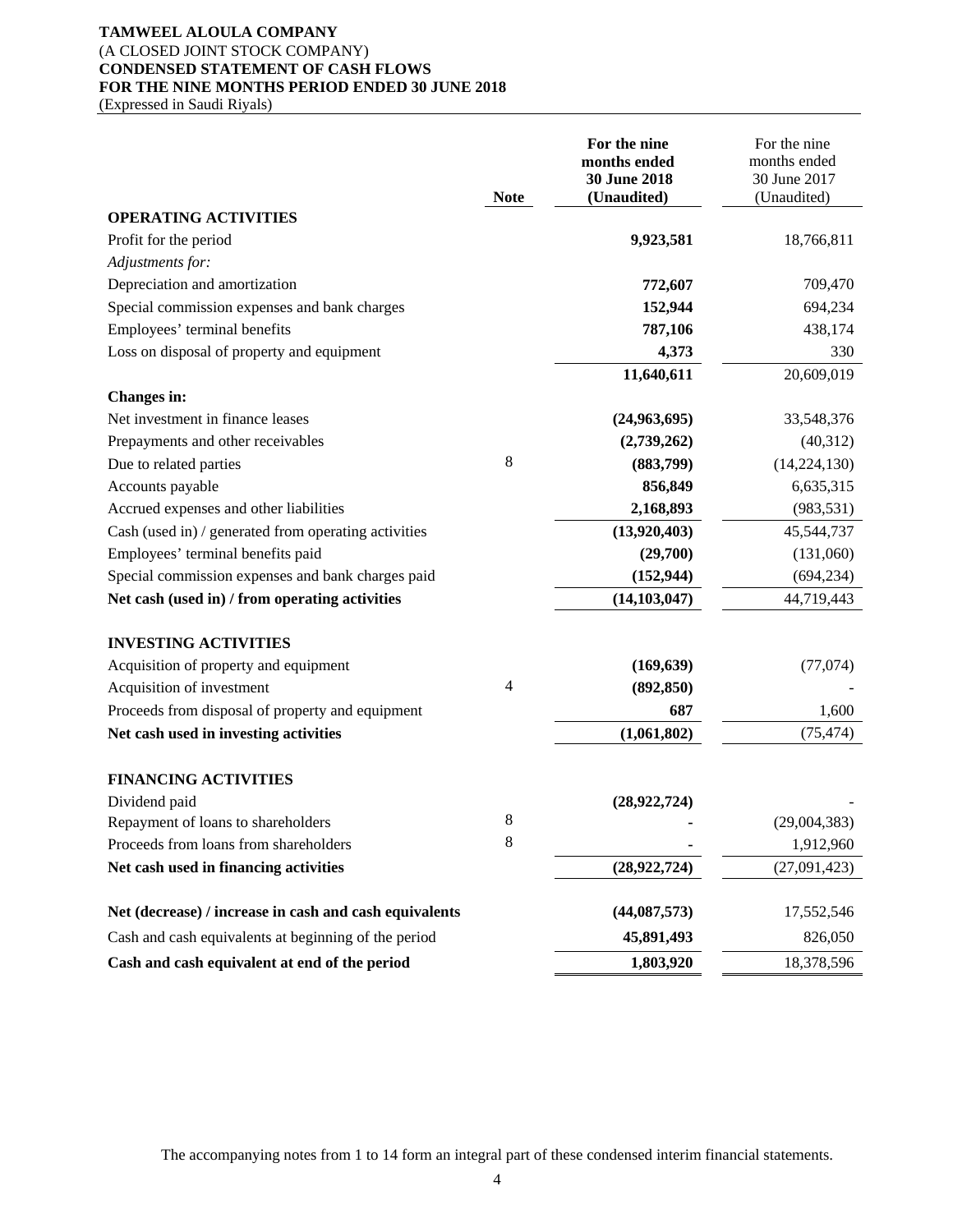**TAMWEEL ALOULA COMPANY**
(A CLOSED JOINT STOCK COMPANY)
**CONDENSED STATEMENT OF CASH FLOWS**
**FOR THE NINE MONTHS PERIOD ENDED 30 JUNE 2018**
(Expressed in Saudi Riyals)

| | Note | **For the nine months ended 30 June 2018 (Unaudited)** | For the nine months ended 30 June 2017 (Unaudited) |
|---|---|---|---|
| **OPERATING ACTIVITIES** | | | |
| Profit for the period | | **9,923,581** | 18,766,811 |
| *Adjustments for:* | | | |
| Depreciation and amortization | | **772,607** | 709,470 |
| Special commission expenses and bank charges | | **152,944** | 694,234 |
| Employees' terminal benefits | | **787,106** | 438,174 |
| Loss on disposal of property and equipment | | **4,373** | 330 |
| | | **11,640,611** | 20,609,019 |
| **Changes in:** | | | |
| Net investment in finance leases | | **(24,963,695)** | 33,548,376 |
| Prepayments and other receivables | | **(2,739,262)** | (40,312) |
| Due to related parties | 8 | **(883,799)** | (14,224,130) |
| Accounts payable | | **856,849** | 6,635,315 |
| Accrued expenses and other liabilities | | **2,168,893** | (983,531) |
| Cash (used in) / generated from operating activities | | **(13,920,403)** | 45,544,737 |
| Employees' terminal benefits paid | | **(29,700)** | (131,060) |
| Special commission expenses and bank charges paid | | **(152,944)** | (694,234) |
| **Net cash (used in) / from operating activities** | | **(14,103,047)** | 44,719,443 |
| | | | |
| **INVESTING ACTIVITIES** | | | |
| Acquisition of property and equipment | | **(169,639)** | (77,074) |
| Acquisition of investment | 4 | **(892,850)** | - |
| Proceeds from disposal of property and equipment | | **687** | 1,600 |
| **Net cash used in investing activities** | | **(1,061,802)** | (75,474) |
| | | | |
| **FINANCING ACTIVITIES** | | | |
| Dividend paid | | **(28,922,724)** | - |
| Repayment of loans to shareholders | 8 | **-** | (29,004,383) |
| Proceeds from loans from shareholders | 8 | **-** | 1,912,960 |
| **Net cash used in financing activities** | | **(28,922,724)** | (27,091,423) |
| | | | |
| **Net (decrease) / increase in cash and cash equivalents** | | **(44,087,573)** | 17,552,546 |
| Cash and cash equivalents at beginning of the period | | **45,891,493** | 826,050 |
| **Cash and cash equivalent at end of the period** | | **1,803,920** | 18,378,596 |

The accompanying notes from 1 to 14 form an integral part of these condensed interim financial statements.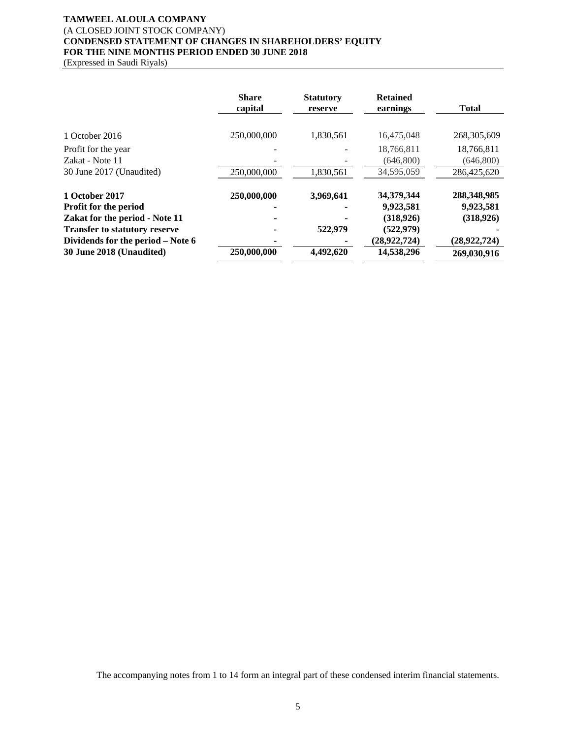**TAMWEEL ALOULA COMPANY**
(A CLOSED JOINT STOCK COMPANY)
**CONDENSED STATEMENT OF CHANGES IN SHAREHOLDERS' EQUITY**
**FOR THE NINE MONTHS PERIOD ENDED 30 JUNE 2018**
(Expressed in Saudi Riyals)

| | Share capital | Statutory reserve | Retained earnings | Total |
|---|---|---|---|---|
| 1 October 2016 | 250,000,000 | 1,830,561 | 16,475,048 | 268,305,609 |
| Profit for the year | - | - | 18,766,811 | 18,766,811 |
| Zakat - Note 11 | - | - | (646,800) | (646,800) |
| 30 June 2017 (Unaudited) | 250,000,000 | 1,830,561 | 34,595,059 | 286,425,620 |
| **1 October 2017** | **250,000,000** | **3,969,641** | **34,379,344** | **288,348,985** |
| **Profit for the period** | **-** | **-** | **9,923,581** | **9,923,581** |
| **Zakat for the period - Note 11** | **-** | **-** | **(318,926)** | **(318,926)** |
| **Transfer to statutory reserve** | **-** | **522,979** | **(522,979)** | **-** |
| **Dividends for the period – Note 6** | **-** | **-** | **(28,922,724)** | **(28,922,724)** |
| **30 June 2018 (Unaudited)** | **250,000,000** | **4,492,620** | **14,538,296** | **269,030,916** |

The accompanying notes from 1 to 14 form an integral part of these condensed interim financial statements.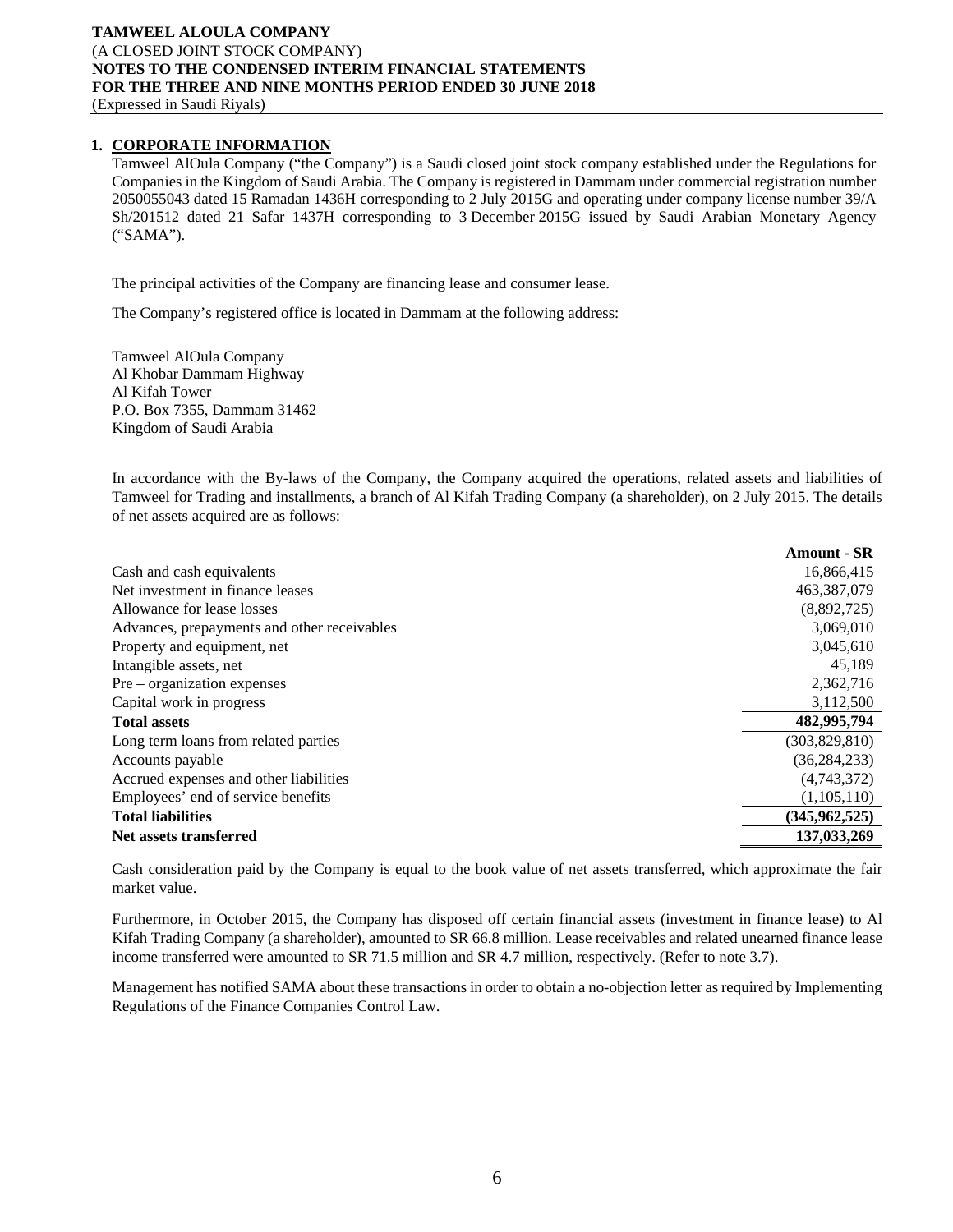## 1. CORPORATE INFORMATION

Tamweel AlOula Company ("the Company") is a Saudi closed joint stock company established under the Regulations for Companies in the Kingdom of Saudi Arabia. The Company is registered in Dammam under commercial registration number 2050055043 dated 15 Ramadan 1436H corresponding to 2 July 2015G and operating under company license number 39/A Sh/201512 dated 21 Safar 1437H corresponding to 3 December 2015G issued by Saudi Arabian Monetary Agency ("SAMA").

The principal activities of the Company are financing lease and consumer lease.

The Company's registered office is located in Dammam at the following address:

Tamweel AlOula Company
Al Khobar Dammam Highway
Al Kifah Tower
P.O. Box 7355, Dammam 31462
Kingdom of Saudi Arabia

In accordance with the By-laws of the Company, the Company acquired the operations, related assets and liabilities of Tamweel for Trading and installments, a branch of Al Kifah Trading Company (a shareholder), on 2 July 2015. The details of net assets acquired are as follows:

| | Amount - SR |
|---|---|
| Cash and cash equivalents | 16,866,415 |
| Net investment in finance leases | 463,387,079 |
| Allowance for lease losses | (8,892,725) |
| Advances, prepayments and other receivables | 3,069,010 |
| Property and equipment, net | 3,045,610 |
| Intangible assets, net | 45,189 |
| Pre – organization expenses | 2,362,716 |
| Capital work in progress | 3,112,500 |
| **Total assets** | **482,995,794** |
| Long term loans from related parties | (303,829,810) |
| Accounts payable | (36,284,233) |
| Accrued expenses and other liabilities | (4,743,372) |
| Employees' end of service benefits | (1,105,110) |
| **Total liabilities** | **(345,962,525)** |
| **Net assets transferred** | **137,033,269** |

Cash consideration paid by the Company is equal to the book value of net assets transferred, which approximate the fair market value.

Furthermore, in October 2015, the Company has disposed off certain financial assets (investment in finance lease) to Al Kifah Trading Company (a shareholder), amounted to SR 66.8 million. Lease receivables and related unearned finance lease income transferred were amounted to SR 71.5 million and SR 4.7 million, respectively. (Refer to note 3.7).

Management has notified SAMA about these transactions in order to obtain a no-objection letter as required by Implementing Regulations of the Finance Companies Control Law.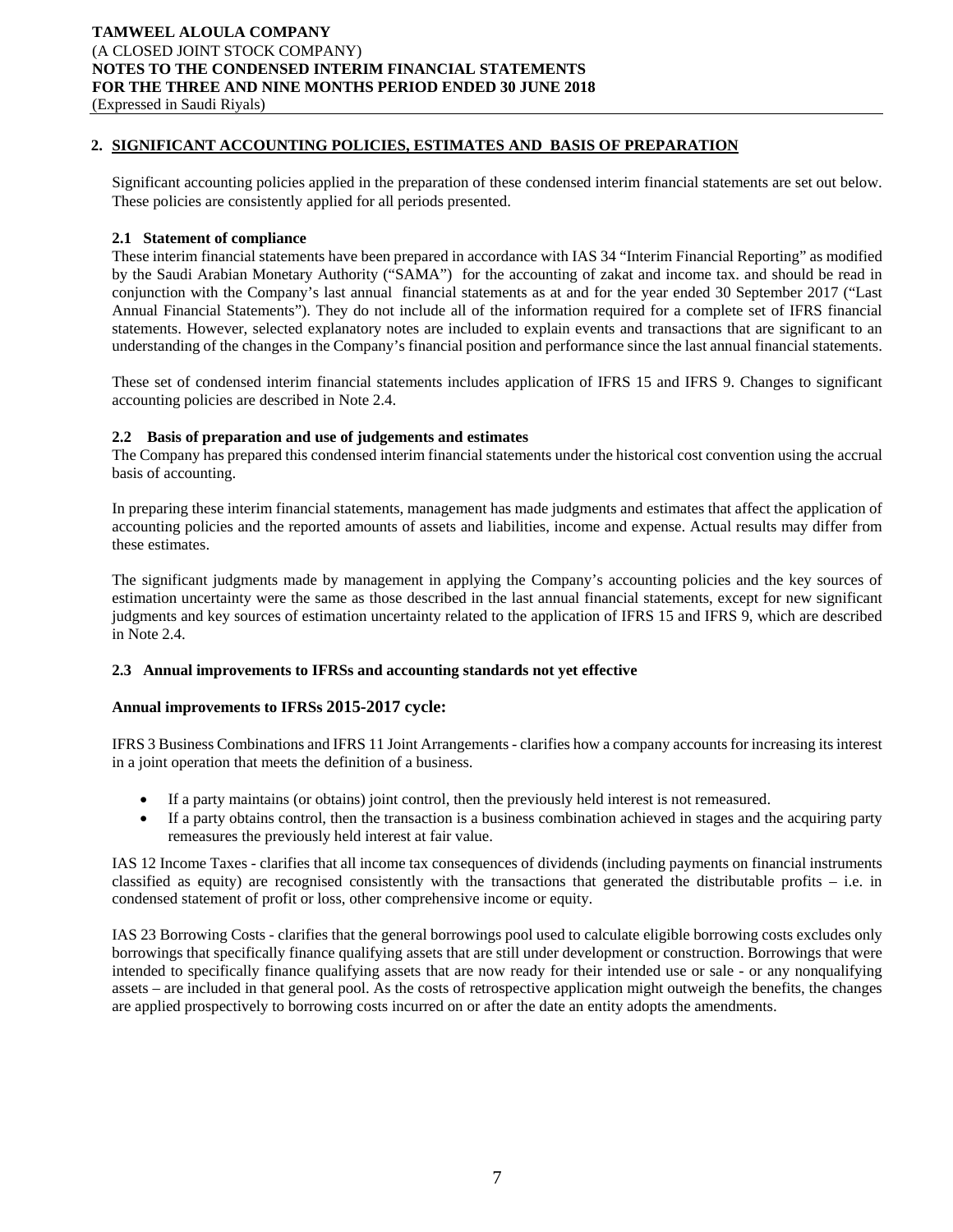## 2. SIGNIFICANT ACCOUNTING POLICIES, ESTIMATES AND BASIS OF PREPARATION

Significant accounting policies applied in the preparation of these condensed interim financial statements are set out below. These policies are consistently applied for all periods presented.

### 2.1 Statement of compliance

These interim financial statements have been prepared in accordance with IAS 34 "Interim Financial Reporting" as modified by the Saudi Arabian Monetary Authority ("SAMA") for the accounting of zakat and income tax. and should be read in conjunction with the Company's last annual financial statements as at and for the year ended 30 September 2017 ("Last Annual Financial Statements"). They do not include all of the information required for a complete set of IFRS financial statements. However, selected explanatory notes are included to explain events and transactions that are significant to an understanding of the changes in the Company's financial position and performance since the last annual financial statements.

These set of condensed interim financial statements includes application of IFRS 15 and IFRS 9. Changes to significant accounting policies are described in Note 2.4.

### 2.2 Basis of preparation and use of judgements and estimates

The Company has prepared this condensed interim financial statements under the historical cost convention using the accrual basis of accounting.

In preparing these interim financial statements, management has made judgments and estimates that affect the application of accounting policies and the reported amounts of assets and liabilities, income and expense. Actual results may differ from these estimates.

The significant judgments made by management in applying the Company's accounting policies and the key sources of estimation uncertainty were the same as those described in the last annual financial statements, except for new significant judgments and key sources of estimation uncertainty related to the application of IFRS 15 and IFRS 9, which are described in Note 2.4.

### 2.3 Annual improvements to IFRSs and accounting standards not yet effective

**Annual improvements to IFRSs 2015-2017 cycle:**

IFRS 3 Business Combinations and IFRS 11 Joint Arrangements - clarifies how a company accounts for increasing its interest in a joint operation that meets the definition of a business.

- If a party maintains (or obtains) joint control, then the previously held interest is not remeasured.
- If a party obtains control, then the transaction is a business combination achieved in stages and the acquiring party remeasures the previously held interest at fair value.

IAS 12 Income Taxes - clarifies that all income tax consequences of dividends (including payments on financial instruments classified as equity) are recognised consistently with the transactions that generated the distributable profits – i.e. in condensed statement of profit or loss, other comprehensive income or equity.

IAS 23 Borrowing Costs - clarifies that the general borrowings pool used to calculate eligible borrowing costs excludes only borrowings that specifically finance qualifying assets that are still under development or construction. Borrowings that were intended to specifically finance qualifying assets that are now ready for their intended use or sale - or any nonqualifying assets – are included in that general pool. As the costs of retrospective application might outweigh the benefits, the changes are applied prospectively to borrowing costs incurred on or after the date an entity adopts the amendments.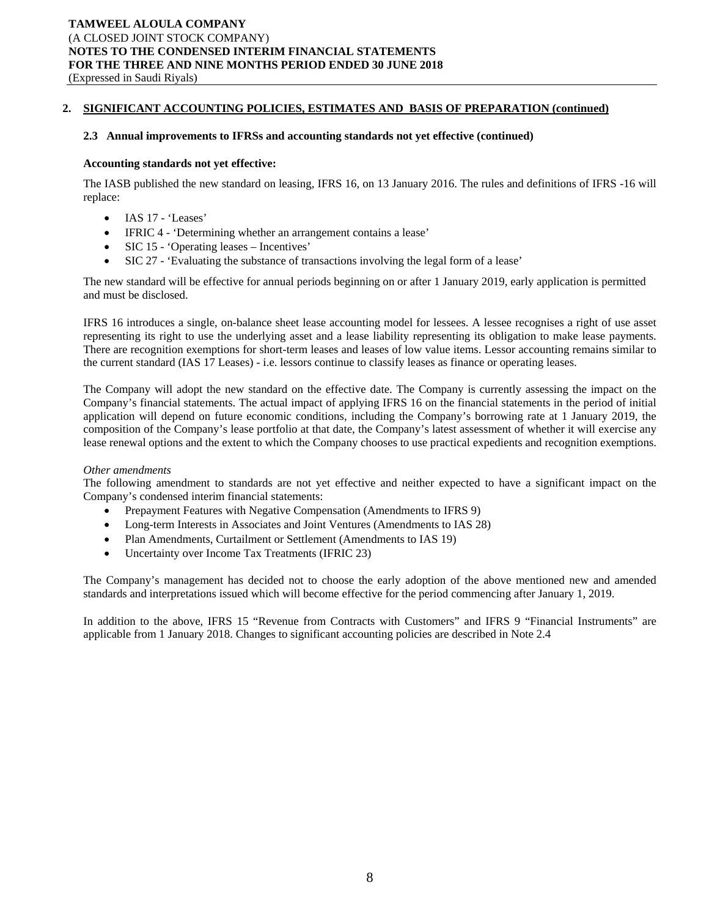## 2. SIGNIFICANT ACCOUNTING POLICIES, ESTIMATES AND BASIS OF PREPARATION (continued)

### 2.3 Annual improvements to IFRSs and accounting standards not yet effective (continued)

**Accounting standards not yet effective:**

The IASB published the new standard on leasing, IFRS 16, on 13 January 2016. The rules and definitions of IFRS -16 will replace:

- IAS 17 - 'Leases'
- IFRIC 4 - 'Determining whether an arrangement contains a lease'
- SIC 15 - 'Operating leases – Incentives'
- SIC 27 - 'Evaluating the substance of transactions involving the legal form of a lease'

The new standard will be effective for annual periods beginning on or after 1 January 2019, early application is permitted and must be disclosed.

IFRS 16 introduces a single, on-balance sheet lease accounting model for lessees. A lessee recognises a right of use asset representing its right to use the underlying asset and a lease liability representing its obligation to make lease payments. There are recognition exemptions for short-term leases and leases of low value items. Lessor accounting remains similar to the current standard (IAS 17 Leases) - i.e. lessors continue to classify leases as finance or operating leases.

The Company will adopt the new standard on the effective date. The Company is currently assessing the impact on the Company's financial statements. The actual impact of applying IFRS 16 on the financial statements in the period of initial application will depend on future economic conditions, including the Company's borrowing rate at 1 January 2019, the composition of the Company's lease portfolio at that date, the Company's latest assessment of whether it will exercise any lease renewal options and the extent to which the Company chooses to use practical expedients and recognition exemptions.

*Other amendments*

The following amendment to standards are not yet effective and neither expected to have a significant impact on the Company's condensed interim financial statements:

- Prepayment Features with Negative Compensation (Amendments to IFRS 9)
- Long-term Interests in Associates and Joint Ventures (Amendments to IAS 28)
- Plan Amendments, Curtailment or Settlement (Amendments to IAS 19)
- Uncertainty over Income Tax Treatments (IFRIC 23)

The Company's management has decided not to choose the early adoption of the above mentioned new and amended standards and interpretations issued which will become effective for the period commencing after January 1, 2019.

In addition to the above, IFRS 15 "Revenue from Contracts with Customers" and IFRS 9 "Financial Instruments" are applicable from 1 January 2018. Changes to significant accounting policies are described in Note 2.4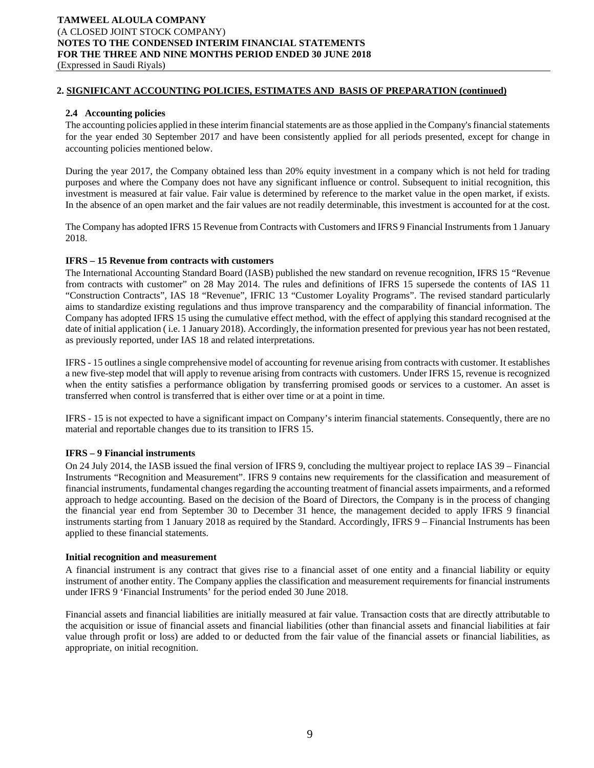## 2. SIGNIFICANT ACCOUNTING POLICIES, ESTIMATES AND BASIS OF PREPARATION (continued)

### 2.4 Accounting policies

The accounting policies applied in these interim financial statements are as those applied in the Company's financial statements for the year ended 30 September 2017 and have been consistently applied for all periods presented, except for change in accounting policies mentioned below.

During the year 2017, the Company obtained less than 20% equity investment in a company which is not held for trading purposes and where the Company does not have any significant influence or control. Subsequent to initial recognition, this investment is measured at fair value. Fair value is determined by reference to the market value in the open market, if exists. In the absence of an open market and the fair values are not readily determinable, this investment is accounted for at the cost.

The Company has adopted IFRS 15 Revenue from Contracts with Customers and IFRS 9 Financial Instruments from 1 January 2018.

**IFRS – 15 Revenue from contracts with customers**

The International Accounting Standard Board (IASB) published the new standard on revenue recognition, IFRS 15 "Revenue from contracts with customer" on 28 May 2014. The rules and definitions of IFRS 15 supersede the contents of IAS 11 "Construction Contracts", IAS 18 "Revenue", IFRIC 13 "Customer Loyality Programs". The revised standard particularly aims to standardize existing regulations and thus improve transparency and the comparability of financial information. The Company has adopted IFRS 15 using the cumulative effect method, with the effect of applying this standard recognised at the date of initial application ( i.e. 1 January 2018). Accordingly, the information presented for previous year has not been restated, as previously reported, under IAS 18 and related interpretations.

IFRS - 15 outlines a single comprehensive model of accounting for revenue arising from contracts with customer. It establishes a new five-step model that will apply to revenue arising from contracts with customers. Under IFRS 15, revenue is recognized when the entity satisfies a performance obligation by transferring promised goods or services to a customer. An asset is transferred when control is transferred that is either over time or at a point in time.

IFRS - 15 is not expected to have a significant impact on Company's interim financial statements. Consequently, there are no material and reportable changes due to its transition to IFRS 15.

**IFRS – 9 Financial instruments**

On 24 July 2014, the IASB issued the final version of IFRS 9, concluding the multiyear project to replace IAS 39 – Financial Instruments "Recognition and Measurement". IFRS 9 contains new requirements for the classification and measurement of financial instruments, fundamental changes regarding the accounting treatment of financial assets impairments, and a reformed approach to hedge accounting. Based on the decision of the Board of Directors, the Company is in the process of changing the financial year end from September 30 to December 31 hence, the management decided to apply IFRS 9 financial instruments starting from 1 January 2018 as required by the Standard. Accordingly, IFRS 9 – Financial Instruments has been applied to these financial statements.

**Initial recognition and measurement**

A financial instrument is any contract that gives rise to a financial asset of one entity and a financial liability or equity instrument of another entity. The Company applies the classification and measurement requirements for financial instruments under IFRS 9 'Financial Instruments' for the period ended 30 June 2018.

Financial assets and financial liabilities are initially measured at fair value. Transaction costs that are directly attributable to the acquisition or issue of financial assets and financial liabilities (other than financial assets and financial liabilities at fair value through profit or loss) are added to or deducted from the fair value of the financial assets or financial liabilities, as appropriate, on initial recognition.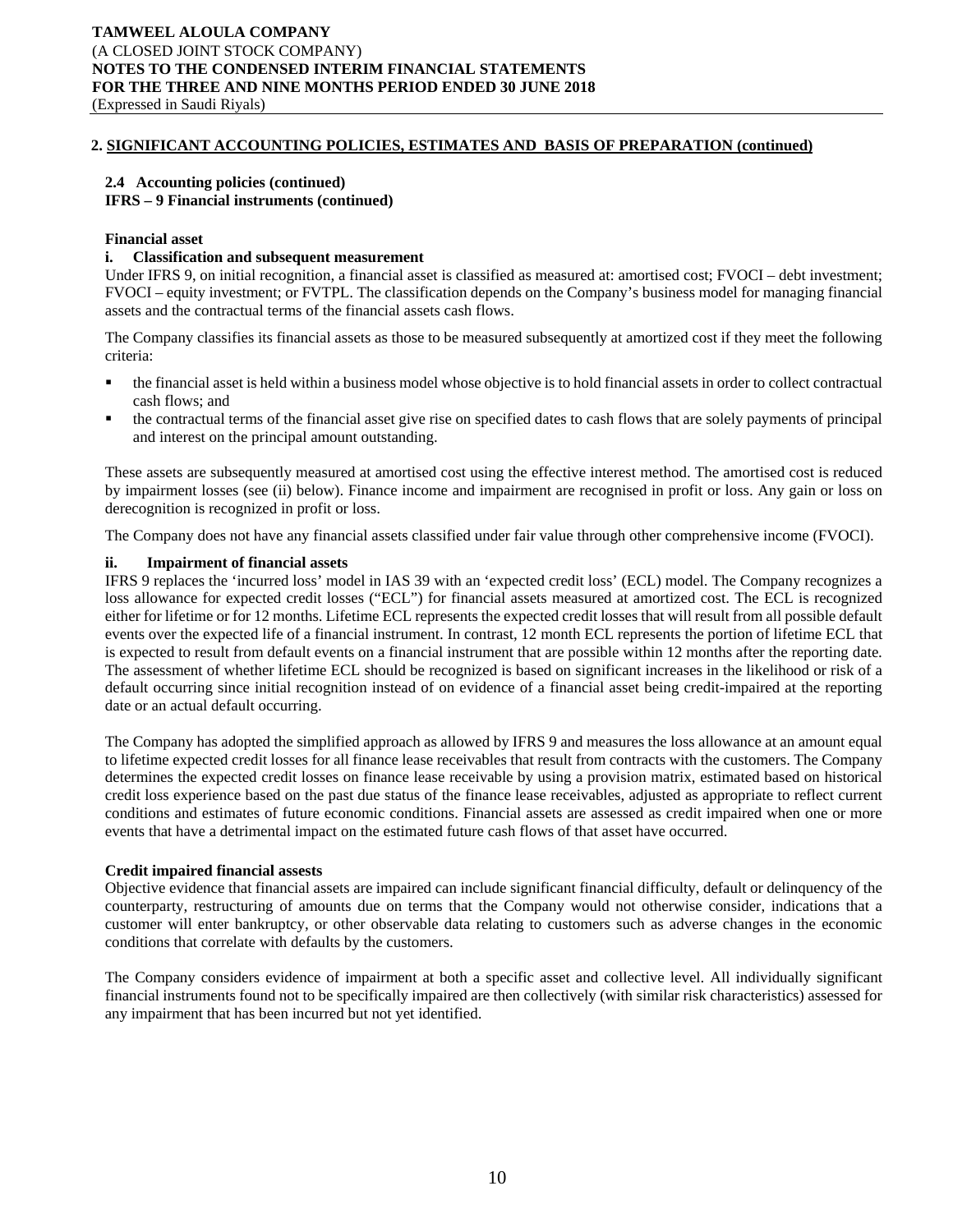## 2. SIGNIFICANT ACCOUNTING POLICIES, ESTIMATES AND BASIS OF PREPARATION (continued)

### 2.4 Accounting policies (continued)

**IFRS – 9 Financial instruments (continued)**

**Financial asset**

**i. Classification and subsequent measurement**

Under IFRS 9, on initial recognition, a financial asset is classified as measured at: amortised cost; FVOCI – debt investment; FVOCI – equity investment; or FVTPL. The classification depends on the Company's business model for managing financial assets and the contractual terms of the financial assets cash flows.

The Company classifies its financial assets as those to be measured subsequently at amortized cost if they meet the following criteria:

- the financial asset is held within a business model whose objective is to hold financial assets in order to collect contractual cash flows; and
- the contractual terms of the financial asset give rise on specified dates to cash flows that are solely payments of principal and interest on the principal amount outstanding.

These assets are subsequently measured at amortised cost using the effective interest method. The amortised cost is reduced by impairment losses (see (ii) below). Finance income and impairment are recognised in profit or loss. Any gain or loss on derecognition is recognized in profit or loss.

The Company does not have any financial assets classified under fair value through other comprehensive income (FVOCI).

**ii. Impairment of financial assets**

IFRS 9 replaces the 'incurred loss' model in IAS 39 with an 'expected credit loss' (ECL) model. The Company recognizes a loss allowance for expected credit losses ("ECL") for financial assets measured at amortized cost. The ECL is recognized either for lifetime or for 12 months. Lifetime ECL represents the expected credit losses that will result from all possible default events over the expected life of a financial instrument. In contrast, 12 month ECL represents the portion of lifetime ECL that is expected to result from default events on a financial instrument that are possible within 12 months after the reporting date. The assessment of whether lifetime ECL should be recognized is based on significant increases in the likelihood or risk of a default occurring since initial recognition instead of on evidence of a financial asset being credit-impaired at the reporting date or an actual default occurring.

The Company has adopted the simplified approach as allowed by IFRS 9 and measures the loss allowance at an amount equal to lifetime expected credit losses for all finance lease receivables that result from contracts with the customers. The Company determines the expected credit losses on finance lease receivable by using a provision matrix, estimated based on historical credit loss experience based on the past due status of the finance lease receivables, adjusted as appropriate to reflect current conditions and estimates of future economic conditions. Financial assets are assessed as credit impaired when one or more events that have a detrimental impact on the estimated future cash flows of that asset have occurred.

**Credit impaired financial assests**

Objective evidence that financial assets are impaired can include significant financial difficulty, default or delinquency of the counterparty, restructuring of amounts due on terms that the Company would not otherwise consider, indications that a customer will enter bankruptcy, or other observable data relating to customers such as adverse changes in the economic conditions that correlate with defaults by the customers.

The Company considers evidence of impairment at both a specific asset and collective level. All individually significant financial instruments found not to be specifically impaired are then collectively (with similar risk characteristics) assessed for any impairment that has been incurred but not yet identified.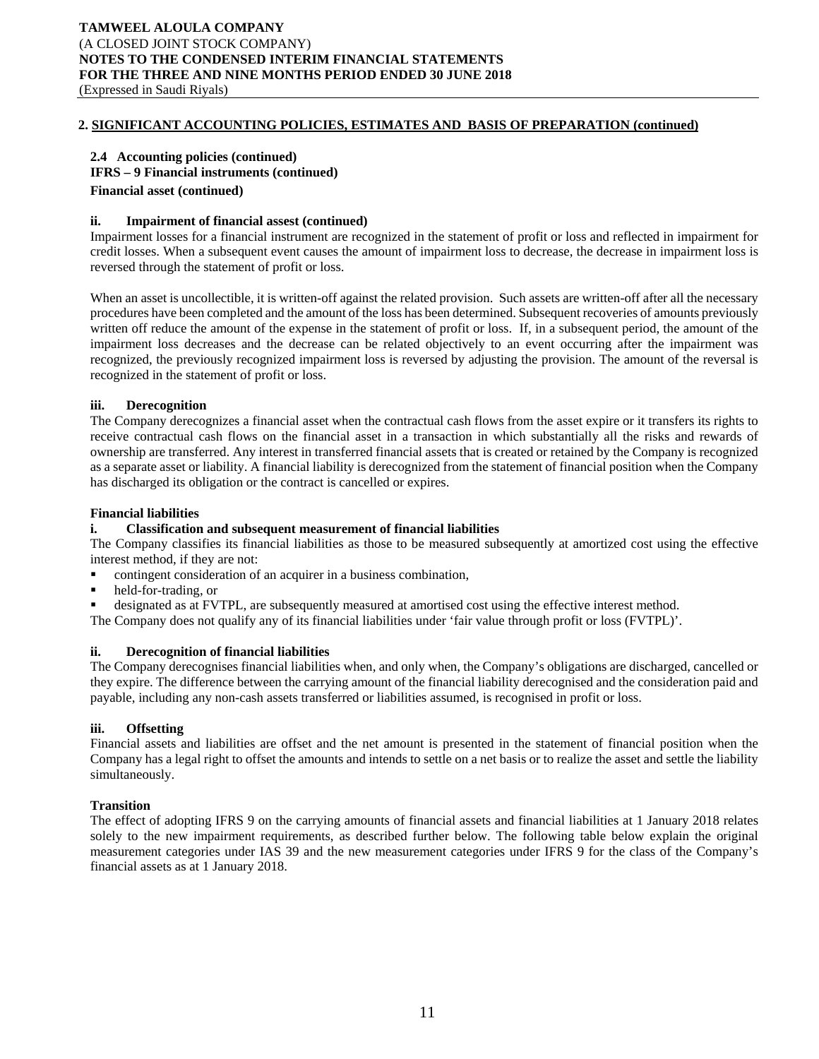## 2. SIGNIFICANT ACCOUNTING POLICIES, ESTIMATES AND BASIS OF PREPARATION (continued)

### 2.4 Accounting policies (continued)

**IFRS – 9 Financial instruments (continued)**

**Financial asset (continued)**

**ii. Impairment of financial assest (continued)**

Impairment losses for a financial instrument are recognized in the statement of profit or loss and reflected in impairment for credit losses. When a subsequent event causes the amount of impairment loss to decrease, the decrease in impairment loss is reversed through the statement of profit or loss.

When an asset is uncollectible, it is written-off against the related provision. Such assets are written-off after all the necessary procedures have been completed and the amount of the loss has been determined. Subsequent recoveries of amounts previously written off reduce the amount of the expense in the statement of profit or loss. If, in a subsequent period, the amount of the impairment loss decreases and the decrease can be related objectively to an event occurring after the impairment was recognized, the previously recognized impairment loss is reversed by adjusting the provision. The amount of the reversal is recognized in the statement of profit or loss.

**iii. Derecognition**

The Company derecognizes a financial asset when the contractual cash flows from the asset expire or it transfers its rights to receive contractual cash flows on the financial asset in a transaction in which substantially all the risks and rewards of ownership are transferred. Any interest in transferred financial assets that is created or retained by the Company is recognized as a separate asset or liability. A financial liability is derecognized from the statement of financial position when the Company has discharged its obligation or the contract is cancelled or expires.

**Financial liabilities**

**i. Classification and subsequent measurement of financial liabilities**

The Company classifies its financial liabilities as those to be measured subsequently at amortized cost using the effective interest method, if they are not:

- contingent consideration of an acquirer in a business combination,
- held-for-trading, or
- designated as at FVTPL, are subsequently measured at amortised cost using the effective interest method.

The Company does not qualify any of its financial liabilities under 'fair value through profit or loss (FVTPL)'.

**ii. Derecognition of financial liabilities**

The Company derecognises financial liabilities when, and only when, the Company's obligations are discharged, cancelled or they expire. The difference between the carrying amount of the financial liability derecognised and the consideration paid and payable, including any non-cash assets transferred or liabilities assumed, is recognised in profit or loss.

**iii. Offsetting**

Financial assets and liabilities are offset and the net amount is presented in the statement of financial position when the Company has a legal right to offset the amounts and intends to settle on a net basis or to realize the asset and settle the liability simultaneously.

**Transition**

The effect of adopting IFRS 9 on the carrying amounts of financial assets and financial liabilities at 1 January 2018 relates solely to the new impairment requirements, as described further below. The following table below explain the original measurement categories under IAS 39 and the new measurement categories under IFRS 9 for the class of the Company's financial assets as at 1 January 2018.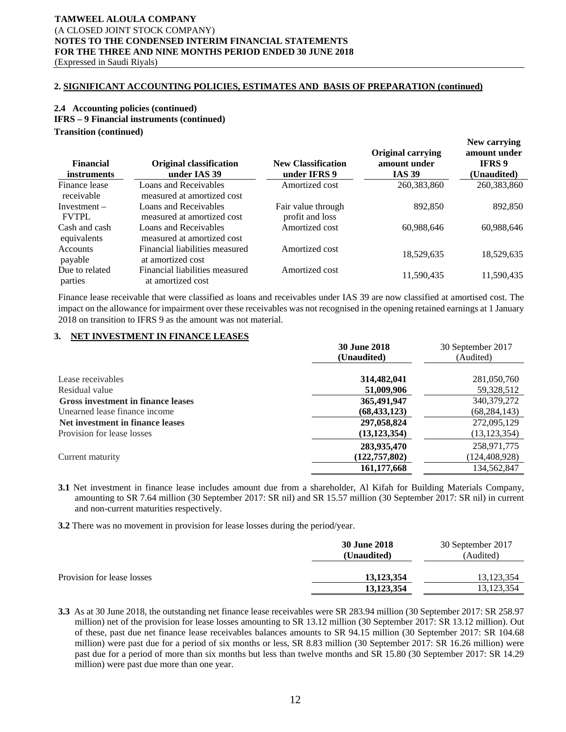## 2. SIGNIFICANT ACCOUNTING POLICIES, ESTIMATES AND BASIS OF PREPARATION (continued)

### 2.4 Accounting policies (continued)

**IFRS – 9 Financial instruments (continued)**

**Transition (continued)**

| Financial instruments | Original classification under IAS 39 | New Classification under IFRS 9 | Original carrying amount under IAS 39 | New carrying amount under IFRS 9 (Unaudited) |
|---|---|---|---|---|
| Finance lease receivable | Loans and Receivables measured at amortized cost | Amortized cost | 260,383,860 | 260,383,860 |
| Investment – FVTPL | Loans and Receivables measured at amortized cost | Fair value through profit and loss | 892,850 | 892,850 |
| Cash and cash equivalents | Loans and Receivables measured at amortized cost | Amortized cost | 60,988,646 | 60,988,646 |
| Accounts payable | Financial liabilities measured at amortized cost | Amortized cost | 18,529,635 | 18,529,635 |
| Due to related parties | Financial liabilities measured at amortized cost | Amortized cost | 11,590,435 | 11,590,435 |

Finance lease receivable that were classified as loans and receivables under IAS 39 are now classified at amortised cost. The impact on the allowance for impairment over these receivables was not recognised in the opening retained earnings at 1 January 2018 on transition to IFRS 9 as the amount was not material.

## 3. NET INVESTMENT IN FINANCE LEASES

| | 30 June 2018 (Unaudited) | 30 September 2017 (Audited) |
|---|---|---|
| Lease receivables | 314,482,041 | 281,050,760 |
| Residual value | 51,009,906 | 59,328,512 |
| **Gross investment in finance leases** | 365,491,947 | 340,379,272 |
| Unearned lease finance income | (68,433,123) | (68,284,143) |
| **Net investment in finance leases** | 297,058,824 | 272,095,129 |
| Provision for lease losses | (13,123,354) | (13,123,354) |
| | 283,935,470 | 258,971,775 |
| Current maturity | (122,757,802) | (124,408,928) |
| | 161,177,668 | 134,562,847 |

**3.1** Net investment in finance lease includes amount due from a shareholder, Al Kifah for Building Materials Company, amounting to SR 7.64 million (30 September 2017: SR nil) and SR 15.57 million (30 September 2017: SR nil) in current and non-current maturities respectively.

**3.2** There was no movement in provision for lease losses during the period/year.

| | 30 June 2018 (Unaudited) | 30 September 2017 (Audited) |
|---|---|---|
| Provision for lease losses | 13,123,354 | 13,123,354 |
| | 13,123,354 | 13,123,354 |

**3.3** As at 30 June 2018, the outstanding net finance lease receivables were SR 283.94 million (30 September 2017: SR 258.97 million) net of the provision for lease losses amounting to SR 13.12 million (30 September 2017: SR 13.12 million). Out of these, past due net finance lease receivables balances amounts to SR 94.15 million (30 September 2017: SR 104.68 million) were past due for a period of six months or less, SR 8.83 million (30 September 2017: SR 16.26 million) were past due for a period of more than six months but less than twelve months and SR 15.80 (30 September 2017: SR 14.29 million) were past due more than one year.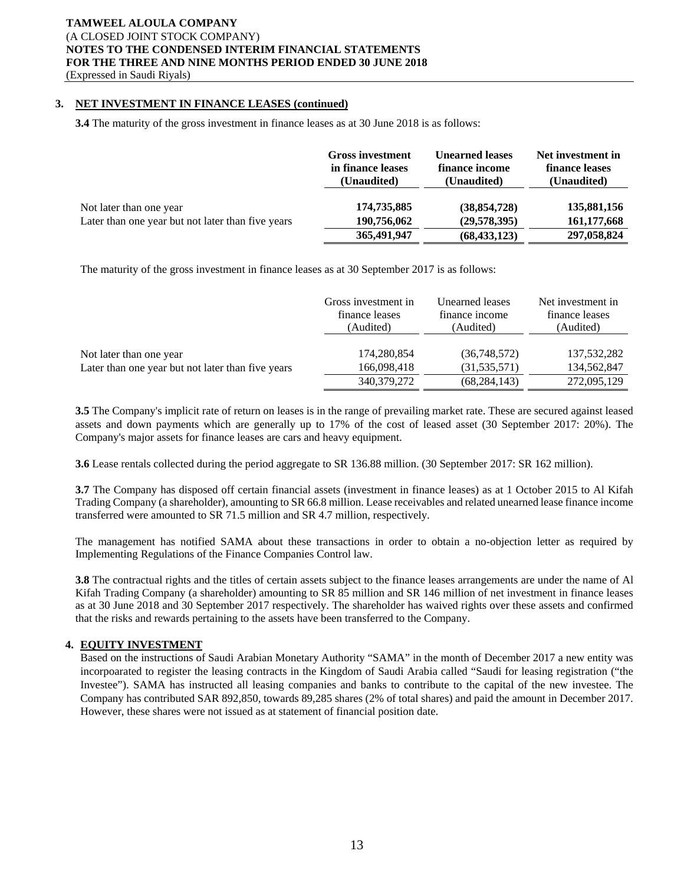## 3. NET INVESTMENT IN FINANCE LEASES (continued)

**3.4** The maturity of the gross investment in finance leases as at 30 June 2018 is as follows:

| | Gross investment in finance leases (Unaudited) | Unearned leases finance income (Unaudited) | Net investment in finance leases (Unaudited) |
|---|---|---|---|
| Not later than one year | **174,735,885** | **(38,854,728)** | **135,881,156** |
| Later than one year but not later than five years | **190,756,062** | **(29,578,395)** | **161,177,668** |
| | **365,491,947** | **(68,433,123)** | **297,058,824** |

The maturity of the gross investment in finance leases as at 30 September 2017 is as follows:

| | Gross investment in finance leases (Audited) | Unearned leases finance income (Audited) | Net investment in finance leases (Audited) |
|---|---|---|---|
| Not later than one year | 174,280,854 | (36,748,572) | 137,532,282 |
| Later than one year but not later than five years | 166,098,418 | (31,535,571) | 134,562,847 |
| | 340,379,272 | (68,284,143) | 272,095,129 |

**3.5** The Company's implicit rate of return on leases is in the range of prevailing market rate. These are secured against leased assets and down payments which are generally up to 17% of the cost of leased asset (30 September 2017: 20%). The Company's major assets for finance leases are cars and heavy equipment.

**3.6** Lease rentals collected during the period aggregate to SR 136.88 million. (30 September 2017: SR 162 million).

**3.7** The Company has disposed off certain financial assets (investment in finance leases) as at 1 October 2015 to Al Kifah Trading Company (a shareholder), amounting to SR 66.8 million. Lease receivables and related unearned lease finance income transferred were amounted to SR 71.5 million and SR 4.7 million, respectively.

The management has notified SAMA about these transactions in order to obtain a no-objection letter as required by Implementing Regulations of the Finance Companies Control law.

**3.8** The contractual rights and the titles of certain assets subject to the finance leases arrangements are under the name of Al Kifah Trading Company (a shareholder) amounting to SR 85 million and SR 146 million of net investment in finance leases as at 30 June 2018 and 30 September 2017 respectively. The shareholder has waived rights over these assets and confirmed that the risks and rewards pertaining to the assets have been transferred to the Company.

## 4. EQUITY INVESTMENT

Based on the instructions of Saudi Arabian Monetary Authority "SAMA" in the month of December 2017 a new entity was incorpoarated to register the leasing contracts in the Kingdom of Saudi Arabia called "Saudi for leasing registration ("the Investee"). SAMA has instructed all leasing companies and banks to contribute to the capital of the new investee. The Company has contributed SAR 892,850, towards 89,285 shares (2% of total shares) and paid the amount in December 2017. However, these shares were not issued as at statement of financial position date.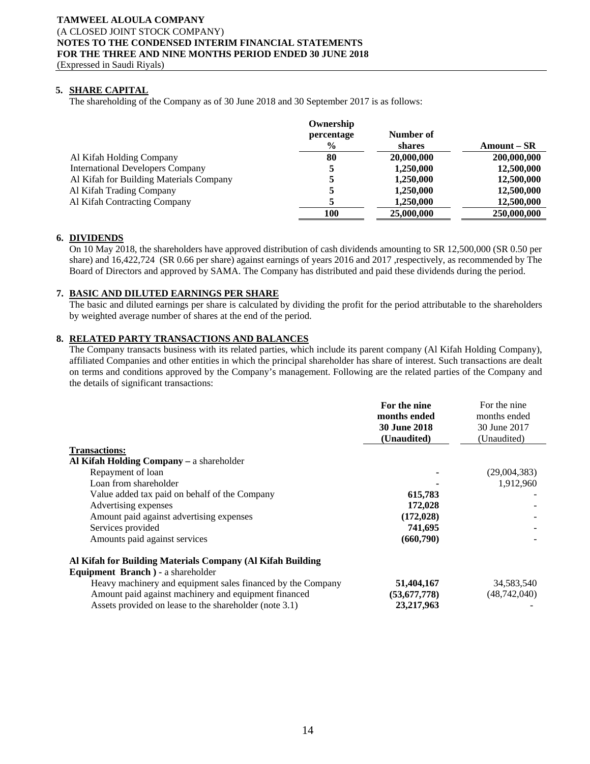## 5. SHARE CAPITAL

The shareholding of the Company as of 30 June 2018 and 30 September 2017 is as follows:

| | Ownership percentage % | Number of shares | Amount – SR |
|---|---|---|---|
| Al Kifah Holding Company | **80** | **20,000,000** | **200,000,000** |
| International Developers Company | **5** | **1,250,000** | **12,500,000** |
| Al Kifah for Building Materials Company | **5** | **1,250,000** | **12,500,000** |
| Al Kifah Trading Company | **5** | **1,250,000** | **12,500,000** |
| Al Kifah Contracting Company | **5** | **1,250,000** | **12,500,000** |
| | **100** | **25,000,000** | **250,000,000** |

## 6. DIVIDENDS

On 10 May 2018, the shareholders have approved distribution of cash dividends amounting to SR 12,500,000 (SR 0.50 per share) and 16,422,724 (SR 0.66 per share) against earnings of years 2016 and 2017 ,respectively, as recommended by The Board of Directors and approved by SAMA. The Company has distributed and paid these dividends during the period.

## 7. BASIC AND DILUTED EARNINGS PER SHARE

The basic and diluted earnings per share is calculated by dividing the profit for the period attributable to the shareholders by weighted average number of shares at the end of the period.

## 8. RELATED PARTY TRANSACTIONS AND BALANCES

The Company transacts business with its related parties, which include its parent company (Al Kifah Holding Company), affiliated Companies and other entities in which the principal shareholder has share of interest. Such transactions are dealt on terms and conditions approved by the Company's management. Following are the related parties of the Company and the details of significant transactions:

| | **For the nine months ended 30 June 2018 (Unaudited)** | For the nine months ended 30 June 2017 (Unaudited) |
|---|---|---|
| **Transactions:** | | |
| **Al Kifah Holding Company –** a shareholder | | |
| Repayment of loan | **-** | (29,004,383) |
| Loan from shareholder | **-** | 1,912,960 |
| Value added tax paid on behalf of the Company | **615,783** | - |
| Advertising expenses | **172,028** | - |
| Amount paid against advertising expenses | **(172,028)** | - |
| Services provided | **741,695** | - |
| Amounts paid against services | **(660,790)** | - |
| **Al Kifah for Building Materials Company (Al Kifah Building Equipment Branch ) -** a shareholder | | |
| Heavy machinery and equipment sales financed by the Company | **51,404,167** | 34,583,540 |
| Amount paid against machinery and equipment financed | **(53,677,778)** | (48,742,040) |
| Assets provided on lease to the shareholder (note 3.1) | **23,217,963** | - |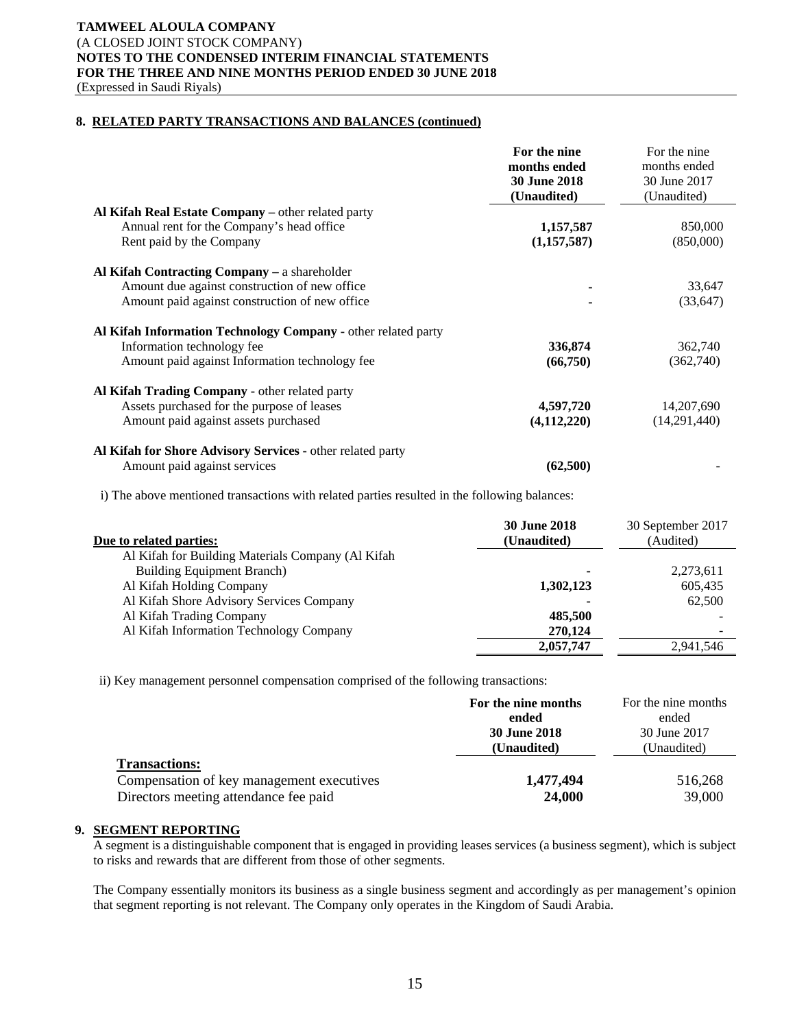## 8. RELATED PARTY TRANSACTIONS AND BALANCES (continued)

| | **For the nine months ended 30 June 2018 (Unaudited)** | For the nine months ended 30 June 2017 (Unaudited) |
|---|---|---|
| **Al Kifah Real Estate Company –** other related party | | |
| Annual rent for the Company's head office | **1,157,587** | 850,000 |
| Rent paid by the Company | **(1,157,587)** | (850,000) |
| **Al Kifah Contracting Company –** a shareholder | | |
| Amount due against construction of new office | **-** | 33,647 |
| Amount paid against construction of new office | **-** | (33,647) |
| **Al Kifah Information Technology Company** - other related party | | |
| Information technology fee | **336,874** | 362,740 |
| Amount paid against Information technology fee | **(66,750)** | (362,740) |
| **Al Kifah Trading Company** - other related party | | |
| Assets purchased for the purpose of leases | **4,597,720** | 14,207,690 |
| Amount paid against assets purchased | **(4,112,220)** | (14,291,440) |
| **Al Kifah for Shore Advisory Services** - other related party | | |
| Amount paid against services | **(62,500)** | - |

i) The above mentioned transactions with related parties resulted in the following balances:

| **Due to related parties:** | **30 June 2018 (Unaudited)** | 30 September 2017 (Audited) |
|---|---|---|
| Al Kifah for Building Materials Company (Al Kifah Building Equipment Branch) | **-** | 2,273,611 |
| Al Kifah Holding Company | **1,302,123** | 605,435 |
| Al Kifah Shore Advisory Services Company | **-** | 62,500 |
| Al Kifah Trading Company | **485,500** | - |
| Al Kifah Information Technology Company | **270,124** | - |
| | **2,057,747** | 2,941,546 |

ii) Key management personnel compensation comprised of the following transactions:

| **Transactions:** | **For the nine months ended 30 June 2018 (Unaudited)** | For the nine months ended 30 June 2017 (Unaudited) |
|---|---|---|
| Compensation of key management executives | **1,477,494** | 516,268 |
| Directors meeting attendance fee paid | **24,000** | 39,000 |

## 9. SEGMENT REPORTING

A segment is a distinguishable component that is engaged in providing leases services (a business segment), which is subject to risks and rewards that are different from those of other segments.

The Company essentially monitors its business as a single business segment and accordingly as per management's opinion that segment reporting is not relevant. The Company only operates in the Kingdom of Saudi Arabia.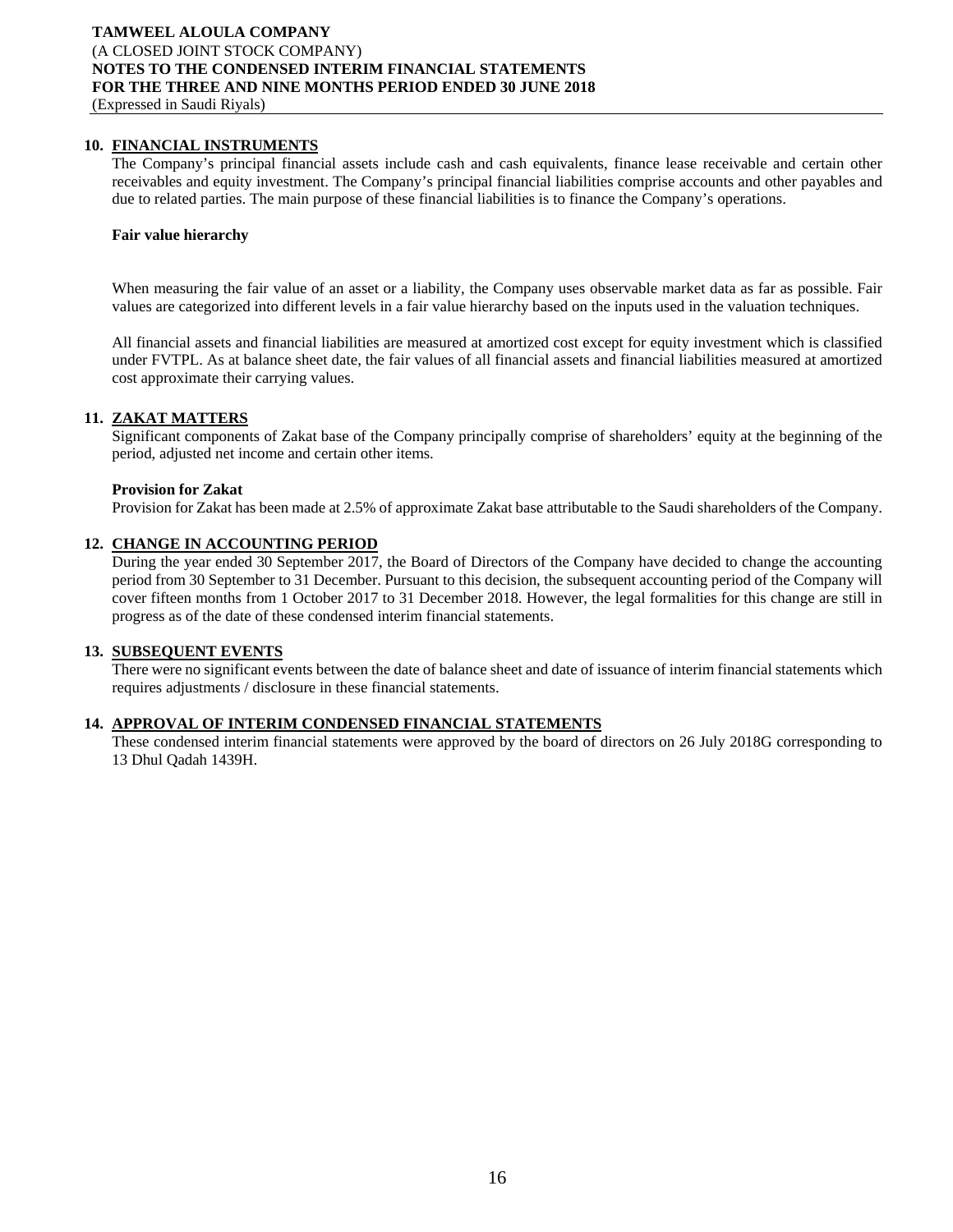## 10. FINANCIAL INSTRUMENTS

The Company's principal financial assets include cash and cash equivalents, finance lease receivable and certain other receivables and equity investment. The Company's principal financial liabilities comprise accounts and other payables and due to related parties. The main purpose of these financial liabilities is to finance the Company's operations.

**Fair value hierarchy**

When measuring the fair value of an asset or a liability, the Company uses observable market data as far as possible. Fair values are categorized into different levels in a fair value hierarchy based on the inputs used in the valuation techniques.

All financial assets and financial liabilities are measured at amortized cost except for equity investment which is classified under FVTPL. As at balance sheet date, the fair values of all financial assets and financial liabilities measured at amortized cost approximate their carrying values.

## 11. ZAKAT MATTERS

Significant components of Zakat base of the Company principally comprise of shareholders' equity at the beginning of the period, adjusted net income and certain other items.

**Provision for Zakat**

Provision for Zakat has been made at 2.5% of approximate Zakat base attributable to the Saudi shareholders of the Company.

## 12. CHANGE IN ACCOUNTING PERIOD

During the year ended 30 September 2017, the Board of Directors of the Company have decided to change the accounting period from 30 September to 31 December. Pursuant to this decision, the subsequent accounting period of the Company will cover fifteen months from 1 October 2017 to 31 December 2018. However, the legal formalities for this change are still in progress as of the date of these condensed interim financial statements.

## 13. SUBSEQUENT EVENTS

There were no significant events between the date of balance sheet and date of issuance of interim financial statements which requires adjustments / disclosure in these financial statements.

## 14. APPROVAL OF INTERIM CONDENSED FINANCIAL STATEMENTS

These condensed interim financial statements were approved by the board of directors on 26 July 2018G corresponding to 13 Dhul Qadah 1439H.